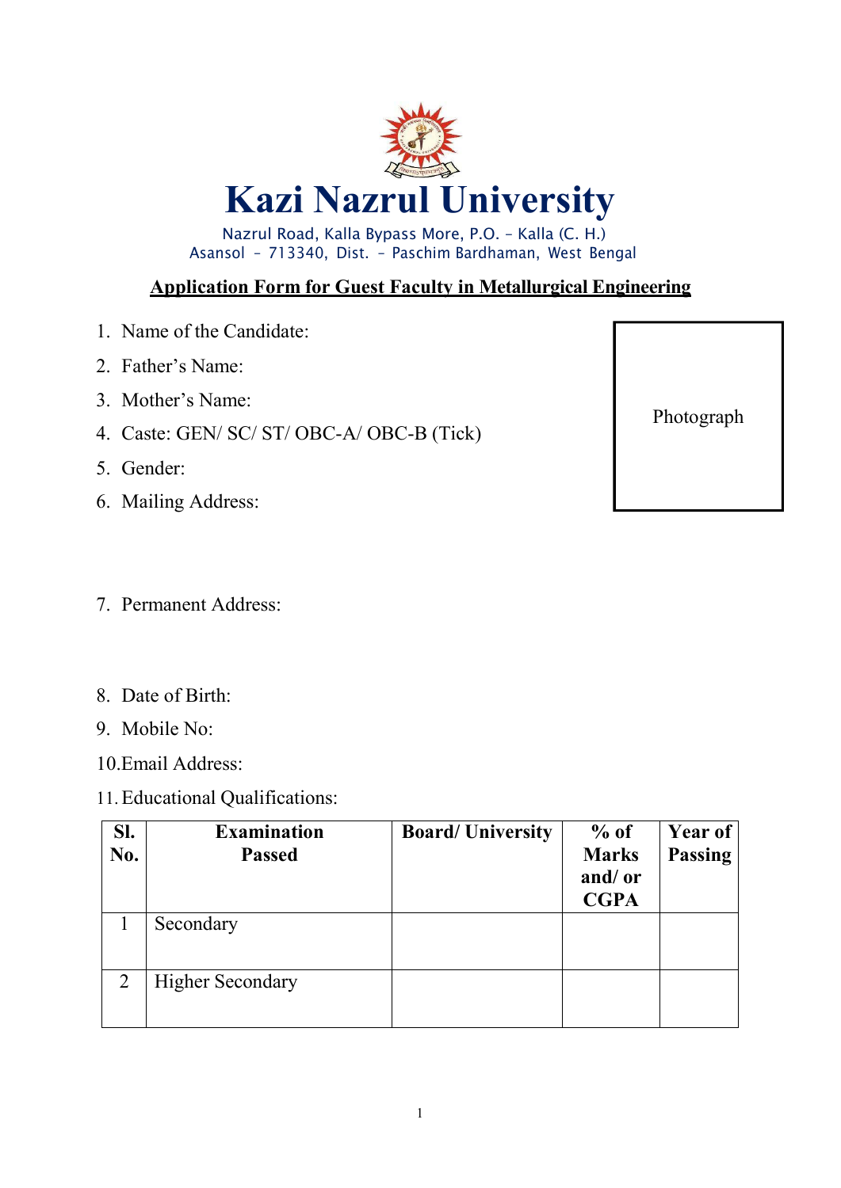# Kazi Nazrul University

Nazrul Road, Kalla Bypass More, P.O. – Kalla (C. H.)
Asansol – 713340, Dist. – Paschim Bardhaman, West Bengal

## Application Form for Guest Faculty in Metallurgical Engineering

Photograph

1. Name of the Candidate:
2. Father's Name:
3. Mother's Name:
4. Caste: GEN/ SC/ ST/ OBC-A/ OBC-B (Tick)
5. Gender:
6. Mailing Address:

7. Permanent Address:

8. Date of Birth:
9. Mobile No:
10. Email Address:
11. Educational Qualifications:

| Sl. No. | Examination Passed | Board/ University | % of Marks and/ or CGPA | Year of Passing |
|---|---|---|---|---|
| 1 | Secondary | | | |
| 2 | Higher Secondary | | | |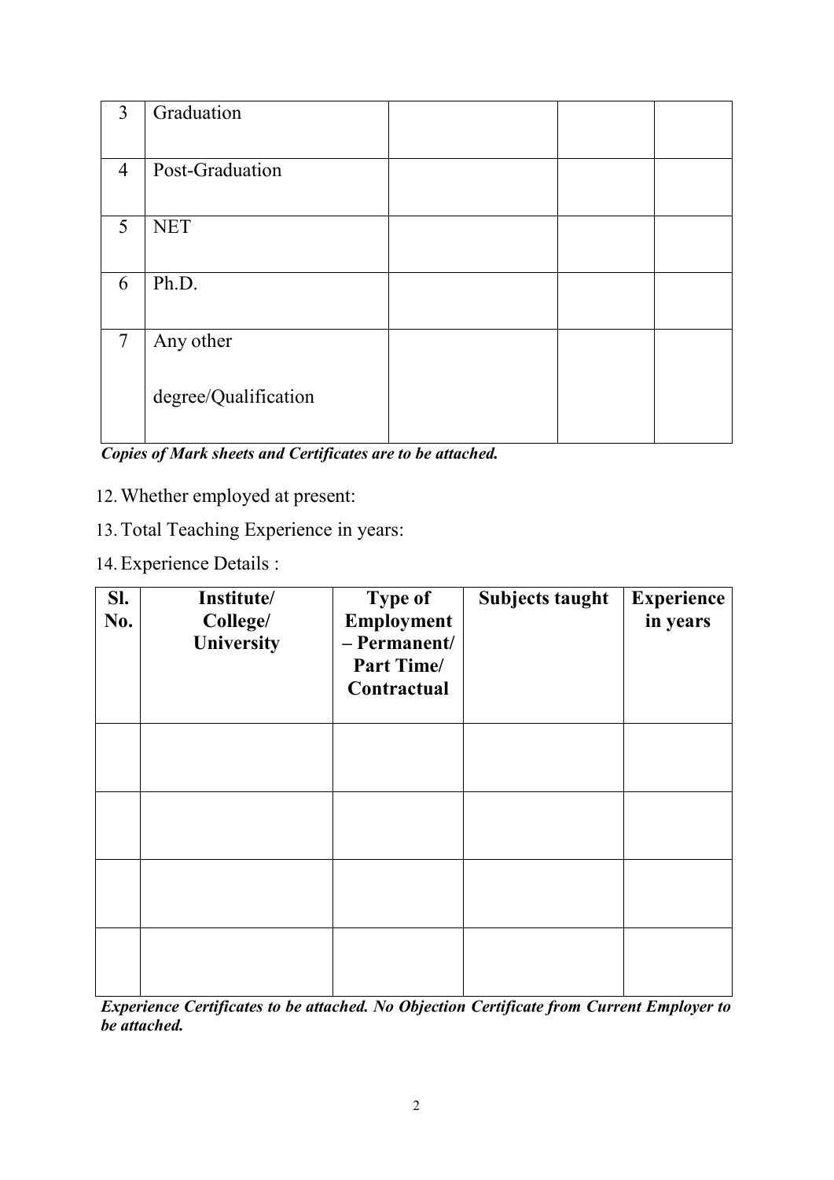| | | | | |
|---|---|---|---|---|
| 3 | Graduation | | | |
| 4 | Post-Graduation | | | |
| 5 | NET | | | |
| 6 | Ph.D. | | | |
| 7 | Any other degree/Qualification | | | |

***Copies of Mark sheets and Certificates are to be attached.***

12. Whether employed at present:
13. Total Teaching Experience in years:
14. Experience Details :

| Sl. No. | Institute/ College/ University | Type of Employment – Permanent/ Part Time/ Contractual | Subjects taught | Experience in years |
|---|---|---|---|---|
| | | | | |
| | | | | |
| | | | | |
| | | | | |

***Experience Certificates to be attached. No Objection Certificate from Current Employer to be attached.***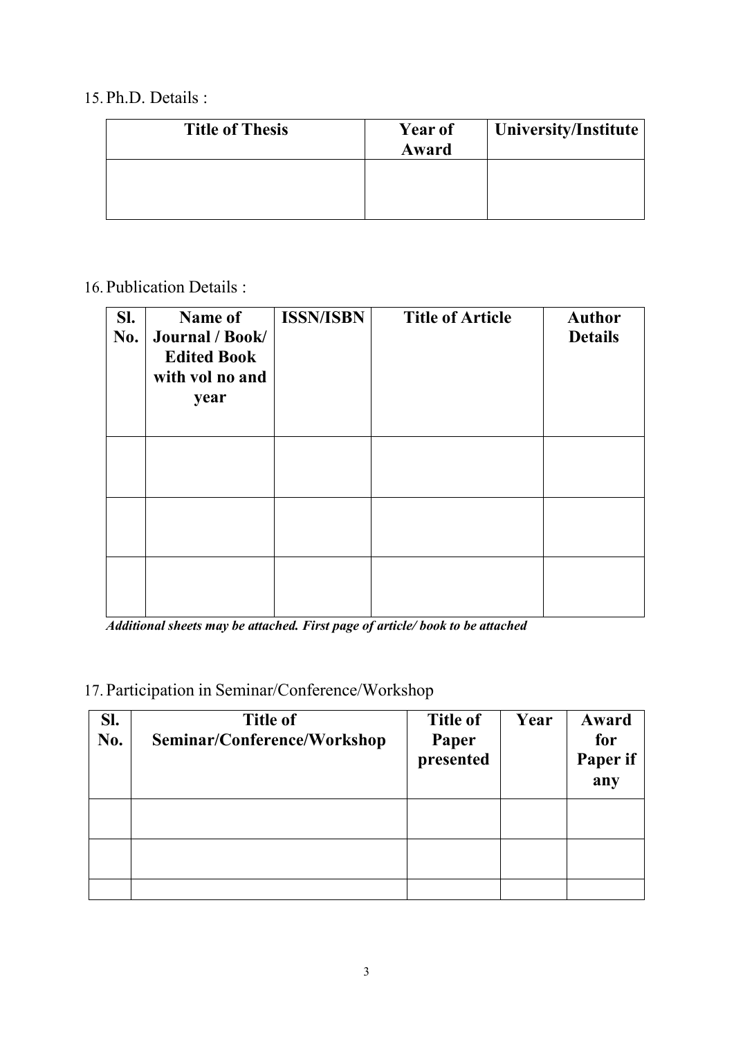15. Ph.D. Details :

| Title of Thesis | Year of Award | University/Institute |
|---|---|---|
| | | |

16. Publication Details :

| Sl. No. | Name of Journal / Book/ Edited Book with vol no and year | ISSN/ISBN | Title of Article | Author Details |
|---|---|---|---|---|
| | | | | |
| | | | | |
| | | | | |

***Additional sheets may be attached. First page of article/ book to be attached***

17. Participation in Seminar/Conference/Workshop

| Sl. No. | Title of Seminar/Conference/Workshop | Title of Paper presented | Year | Award for Paper if any |
|---|---|---|---|---|
| | | | | |
| | | | | |
| | | | | |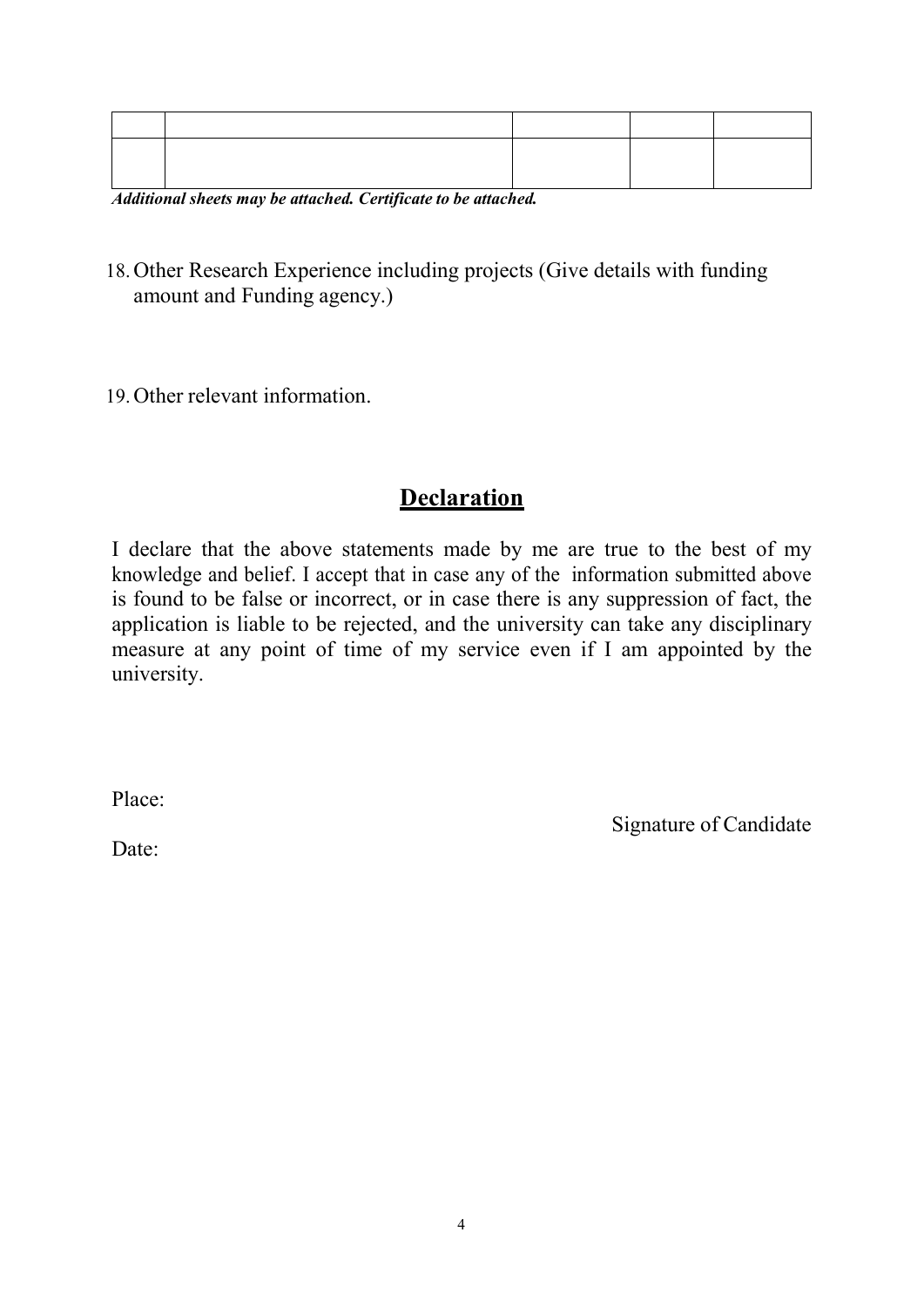| | | | | |
|---|---|---|---|---|
| | | | | |
| | | | | |

***Additional sheets may be attached. Certificate to be attached.***

18. Other Research Experience including projects (Give details with funding amount and Funding agency.)

19. Other relevant information.

## Declaration

I declare that the above statements made by me are true to the best of my knowledge and belief. I accept that in case any of the information submitted above is found to be false or incorrect, or in case there is any suppression of fact, the application is liable to be rejected, and the university can take any disciplinary measure at any point of time of my service even if I am appointed by the university.

Place:

Signature of Candidate

Date: